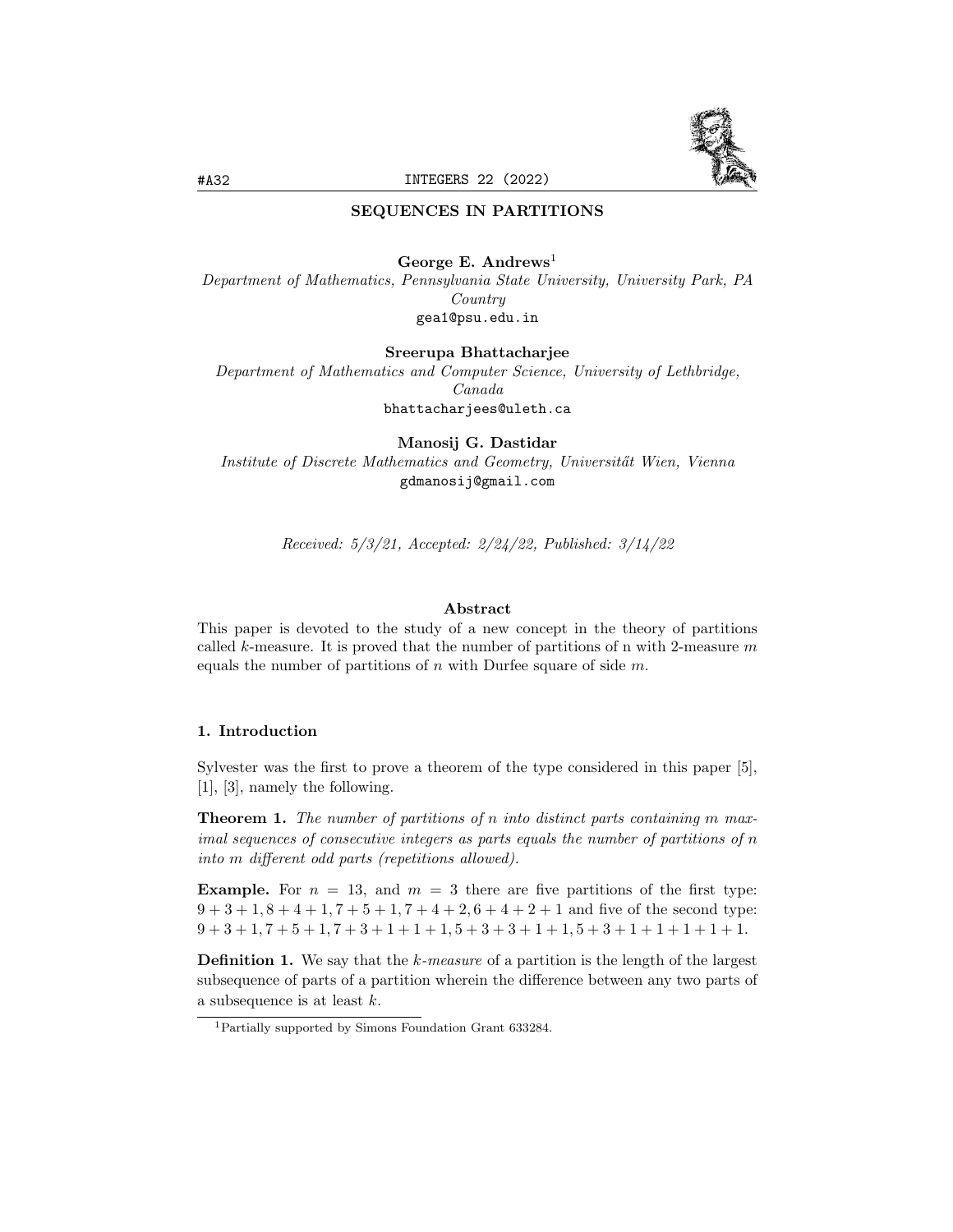# SEQUENCES IN PARTITIONS

**George E. Andrews**[1]

*Department of Mathematics, Pennsylvania State University, University Park, PA Country*

gea1@psu.edu.in

**Sreerupa Bhattacharjee**

*Department of Mathematics and Computer Science, University of Lethbridge, Canada*

bhattacharjees@uleth.ca

**Manosij G. Dastidar**

*Institute of Discrete Mathematics and Geometry, Universität Wien, Vienna*

gdmanosij@gmail.com

*Received: 5/3/21, Accepted: 2/24/22, Published: 3/14/22*

### Abstract

This paper is devoted to the study of a new concept in the theory of partitions called $k$-measure. It is proved that the number of partitions of n with 2-measure $m$ equals the number of partitions of $n$ with Durfee square of side $m$.

## 1. Introduction

Sylvester was the first to prove a theorem of the type considered in this paper [5], [1], [3], namely the following.

**Theorem 1.** *The number of partitions of n into distinct parts containing m maximal sequences of consecutive integers as parts equals the number of partitions of n into m different odd parts (repetitions allowed).*

**Example.** For $n = 13$, and $m = 3$ there are five partitions of the first type: $9+3+1, 8+4+1, 7+5+1, 7+4+2, 6+4+2+1$ and five of the second type: $9+3+1, 7+5+1, 7+3+1+1+1, 5+3+3+1+1, 5+3+1+1+1+1+1$.

**Definition 1.** We say that the *$k$-measure* of a partition is the length of the largest subsequence of parts of a partition wherein the difference between any two parts of a subsequence is at least $k$.

[1] Partially supported by Simons Foundation Grant 633284.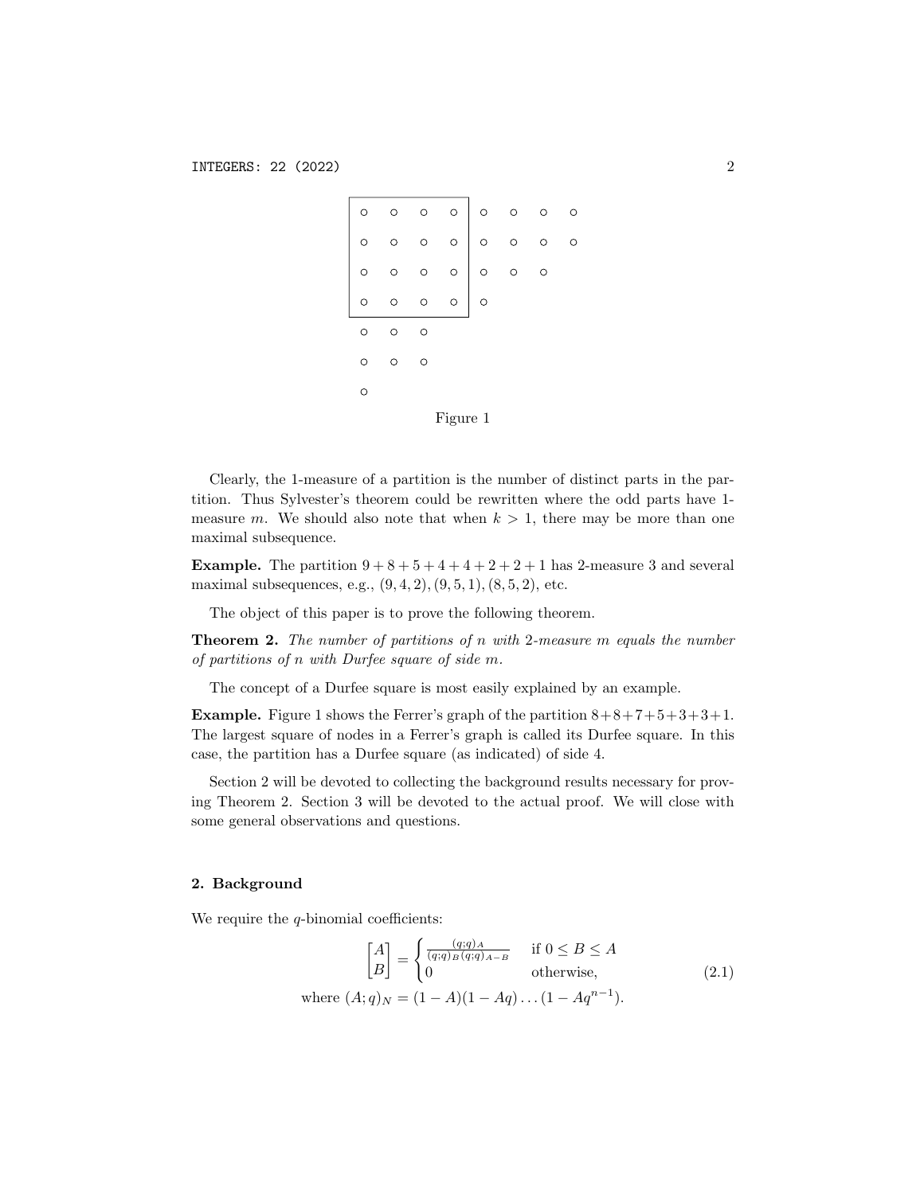Figure 1

Clearly, the 1-measure of a partition is the number of distinct parts in the partition. Thus Sylvester's theorem could be rewritten where the odd parts have 1-measure $m$. We should also note that when $k > 1$, there may be more than one maximal subsequence.

**Example.** The partition $9 + 8 + 5 + 4 + 4 + 2 + 2 + 1$ has 2-measure 3 and several maximal subsequences, e.g., $(9, 4, 2), (9, 5, 1), (8, 5, 2)$, etc.

The object of this paper is to prove the following theorem.

**Theorem 2.** *The number of partitions of $n$ with 2-measure $m$ equals the number of partitions of $n$ with Durfee square of side $m$.*

The concept of a Durfee square is most easily explained by an example.

**Example.** Figure 1 shows the Ferrer's graph of the partition $8+8+7+5+3+3+1$. The largest square of nodes in a Ferrer's graph is called its Durfee square. In this case, the partition has a Durfee square (as indicated) of side 4.

Section 2 will be devoted to collecting the background results necessary for proving Theorem 2. Section 3 will be devoted to the actual proof. We will close with some general observations and questions.

## 2. Background

We require the $q$-binomial coefficients:

$$\begin{bmatrix} A \\ B \end{bmatrix} = \begin{cases} \frac{(q;q)_A}{(q;q)_B (q;q)_{A-B}} & \text{if } 0 \leq B \leq A \\ 0 & \text{otherwise,} \end{cases} \tag{2.1}$$

where $(A;q)_N = (1-A)(1-Aq)\dots(1-Aq^{n-1})$.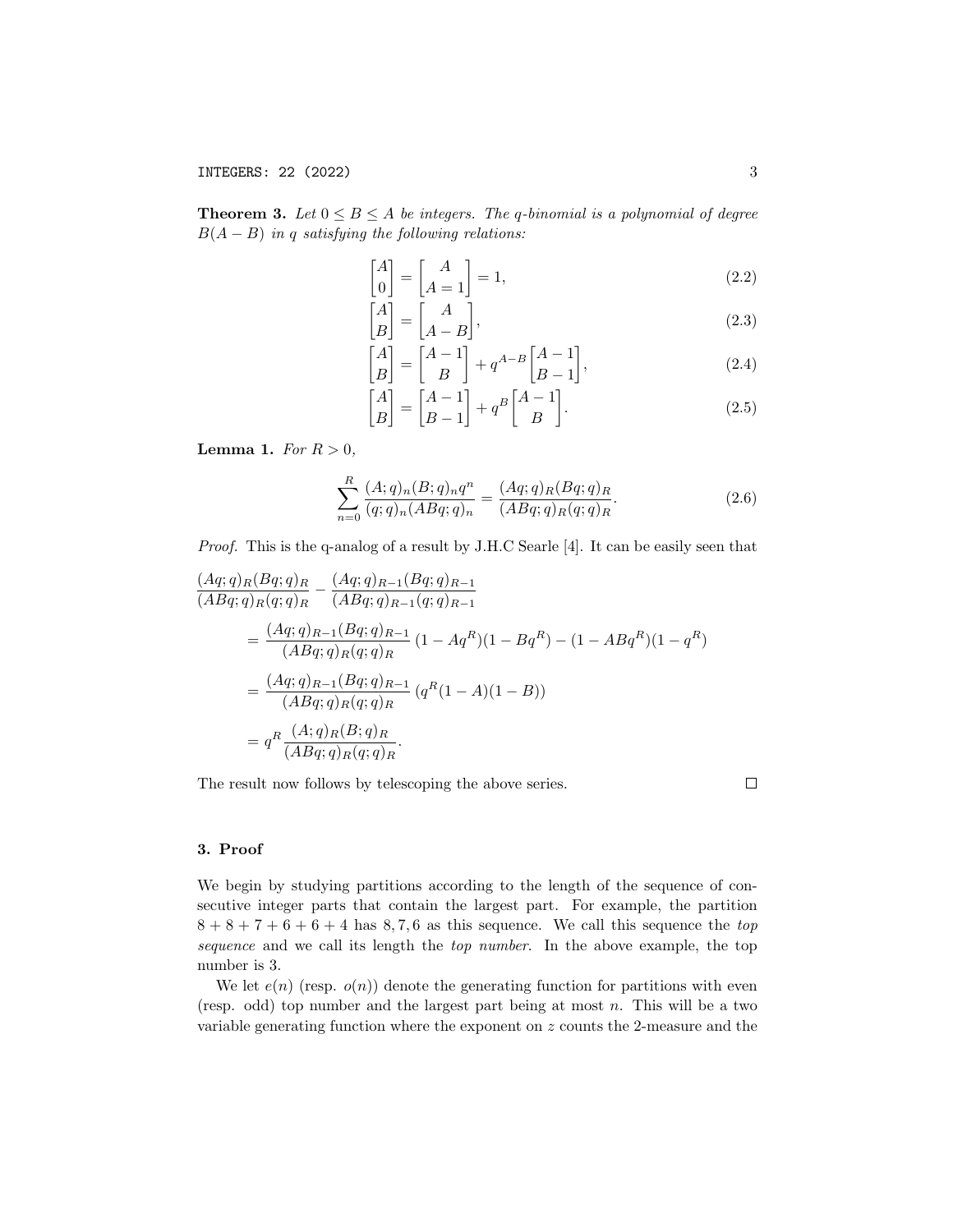**Theorem 3.** *Let $0 \le B \le A$ be integers. The q-binomial is a polynomial of degree $B(A-B)$ in $q$ satisfying the following relations:*

$$\begin{bmatrix} A \\ 0 \end{bmatrix} = \begin{bmatrix} A \\ A=1 \end{bmatrix} = 1, \tag{2.2}$$

$$\begin{bmatrix} A \\ B \end{bmatrix} = \begin{bmatrix} A \\ A-B \end{bmatrix}, \tag{2.3}$$

$$\begin{bmatrix} A \\ B \end{bmatrix} = \begin{bmatrix} A-1 \\ B \end{bmatrix} + q^{A-B} \begin{bmatrix} A-1 \\ B-1 \end{bmatrix}, \tag{2.4}$$

$$\begin{bmatrix} A \\ B \end{bmatrix} = \begin{bmatrix} A-1 \\ B-1 \end{bmatrix} + q^{B} \begin{bmatrix} A-1 \\ B \end{bmatrix}. \tag{2.5}$$

**Lemma 1.** *For $R > 0$,*

$$\sum_{n=0}^{R} \frac{(A;q)_n (B;q)_n q^n}{(q;q)_n (ABq;q)_n} = \frac{(Aq;q)_R (Bq;q)_R}{(ABq;q)_R (q;q)_R}. \tag{2.6}$$

*Proof.* This is the q-analog of a result by J.H.C Searle [4]. It can be easily seen that

$$\begin{aligned}
&\frac{(Aq;q)_R (Bq;q)_R}{(ABq;q)_R (q;q)_R} - \frac{(Aq;q)_{R-1} (Bq;q)_{R-1}}{(ABq;q)_{R-1} (q;q)_{R-1}} \\
&\quad = \frac{(Aq;q)_{R-1} (Bq;q)_{R-1}}{(ABq;q)_R (q;q)_R} \left(1 - Aq^R\right)\left(1 - Bq^R\right) - \left(1 - ABq^R\right)\left(1 - q^R\right) \\
&\quad = \frac{(Aq;q)_{R-1} (Bq;q)_{R-1}}{(ABq;q)_R (q;q)_R} \left(q^R (1-A)(1-B)\right) \\
&\quad = q^R \frac{(A;q)_R (B;q)_R}{(ABq;q)_R (q;q)_R}.
\end{aligned}$$

The result now follows by telescoping the above series. $\square$

## 3. Proof

We begin by studying partitions according to the length of the sequence of consecutive integer parts that contain the largest part. For example, the partition $8 + 8 + 7 + 6 + 6 + 4$ has $8, 7, 6$ as this sequence. We call this sequence the *top sequence* and we call its length the *top number*. In the above example, the top number is 3.

We let $e(n)$ (resp. $o(n)$) denote the generating function for partitions with even (resp. odd) top number and the largest part being at most $n$. This will be a two variable generating function where the exponent on $z$ counts the 2-measure and the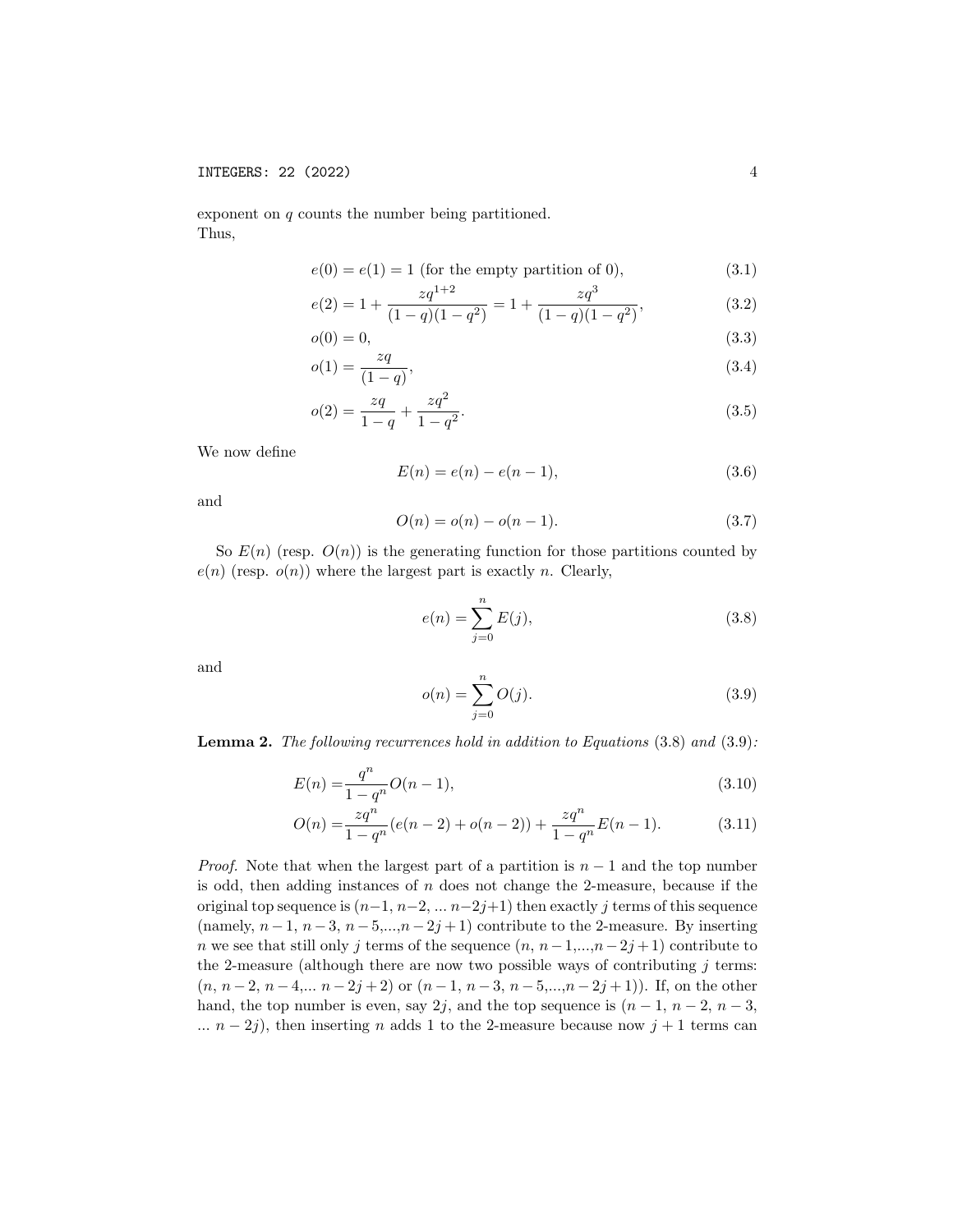exponent on $q$ counts the number being partitioned.
Thus,

$$e(0) = e(1) = 1 \text{ (for the empty partition of 0)}, \tag{3.1}$$

$$e(2) = 1 + \frac{zq^{1+2}}{(1-q)(1-q^2)} = 1 + \frac{zq^3}{(1-q)(1-q^2)}, \tag{3.2}$$

$$o(0) = 0, \tag{3.3}$$

$$o(1) = \frac{zq}{(1-q)}, \tag{3.4}$$

$$o(2) = \frac{zq}{1-q} + \frac{zq^2}{1-q^2}. \tag{3.5}$$

We now define

$$E(n) = e(n) - e(n-1), \tag{3.6}$$

and

$$O(n) = o(n) - o(n-1). \tag{3.7}$$

So $E(n)$ (resp. $O(n)$) is the generating function for those partitions counted by $e(n)$ (resp. $o(n)$) where the largest part is exactly $n$. Clearly,

$$e(n) = \sum_{j=0}^{n} E(j), \tag{3.8}$$

and

$$o(n) = \sum_{j=0}^{n} O(j). \tag{3.9}$$

**Lemma 2.** *The following recurrences hold in addition to Equations* (3.8) *and* (3.9)*:*

$$E(n) = \frac{q^n}{1-q^n} O(n-1), \tag{3.10}$$

$$O(n) = \frac{zq^n}{1-q^n}(e(n-2) + o(n-2)) + \frac{zq^n}{1-q^n} E(n-1). \tag{3.11}$$

*Proof.* Note that when the largest part of a partition is $n-1$ and the top number is odd, then adding instances of $n$ does not change the 2-measure, because if the original top sequence is $(n-1, n-2, \ldots n-2j+1)$ then exactly $j$ terms of this sequence (namely, $n-1$, $n-3$, $n-5$,...,$n-2j+1$) contribute to the 2-measure. By inserting $n$ we see that still only $j$ terms of the sequence $(n, n-1,\ldots,n-2j+1)$ contribute to the 2-measure (although there are now two possible ways of contributing $j$ terms: $(n, n-2, n-4,\ldots n-2j+2)$ or $(n-1, n-3, n-5,\ldots,n-2j+1)$). If, on the other hand, the top number is even, say $2j$, and the top sequence is $(n-1, n-2, n-3, \ldots n-2j)$, then inserting $n$ adds 1 to the 2-measure because now $j+1$ terms can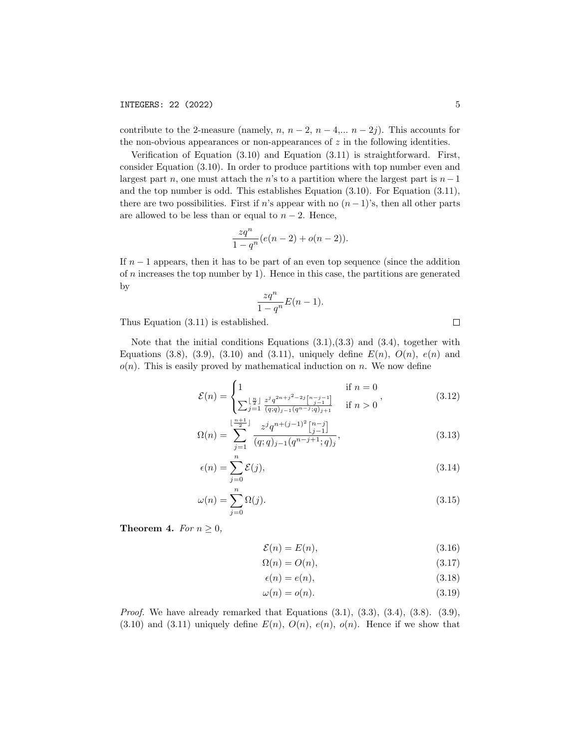contribute to the 2-measure (namely, $n$, $n-2$, $n-4$,... $n-2j$). This accounts for the non-obvious appearances or non-appearances of $z$ in the following identities.

Verification of Equation (3.10) and Equation (3.11) is straightforward. First, consider Equation (3.10). In order to produce partitions with top number even and largest part $n$, one must attach the $n$'s to a partition where the largest part is $n-1$ and the top number is odd. This establishes Equation (3.10). For Equation (3.11), there are two possibilities. First if $n$'s appear with no $(n-1)$'s, then all other parts are allowed to be less than or equal to $n-2$. Hence,

$$\frac{zq^n}{1-q^n}(e(n-2)+o(n-2)).$$

If $n-1$ appears, then it has to be part of an even top sequence (since the addition of $n$ increases the top number by 1). Hence in this case, the partitions are generated by

$$\frac{zq^n}{1-q^n}E(n-1).$$

Thus Equation (3.11) is established. $\square$

Note that the initial conditions Equations (3.1),(3.3) and (3.4), together with Equations (3.8), (3.9), (3.10) and (3.11), uniquely define $E(n)$, $O(n)$, $e(n)$ and $o(n)$. This is easily proved by mathematical induction on $n$. We now define

$$\mathcal{E}(n) = \begin{cases} 1 & \text{if } n = 0 \\ \sum_{j=1}^{\lfloor \frac{n}{2} \rfloor} \frac{z^j q^{2n+j^2-2j} \left[ {n-j-1 \atop j-1} \right]}{(q;q)_{j-1}(q^{n-j};q)_{j+1}} & \text{if } n > 0 \end{cases}, \tag{3.12}$$

$$\Omega(n) = \sum_{j=1}^{\lfloor \frac{n+1}{2} \rfloor} \frac{z^j q^{n+(j-1)^2} \left[ {n-j \atop j-1} \right]}{(q;q)_{j-1}(q^{n-j+1};q)_j}, \tag{3.13}$$

$$\epsilon(n) = \sum_{j=0}^{n} \mathcal{E}(j), \tag{3.14}$$

$$\omega(n) = \sum_{j=0}^{n} \Omega(j). \tag{3.15}$$

**Theorem 4.** *For $n \geq 0$,*

$$\mathcal{E}(n) = E(n), \tag{3.16}$$

$$\Omega(n) = O(n), \tag{3.17}$$

$$\epsilon(n) = e(n), \tag{3.18}$$

$$\omega(n) = o(n). \tag{3.19}$$

*Proof.* We have already remarked that Equations (3.1), (3.3), (3.4), (3.8). (3.9), (3.10) and (3.11) uniquely define $E(n)$, $O(n)$, $e(n)$, $o(n)$. Hence if we show that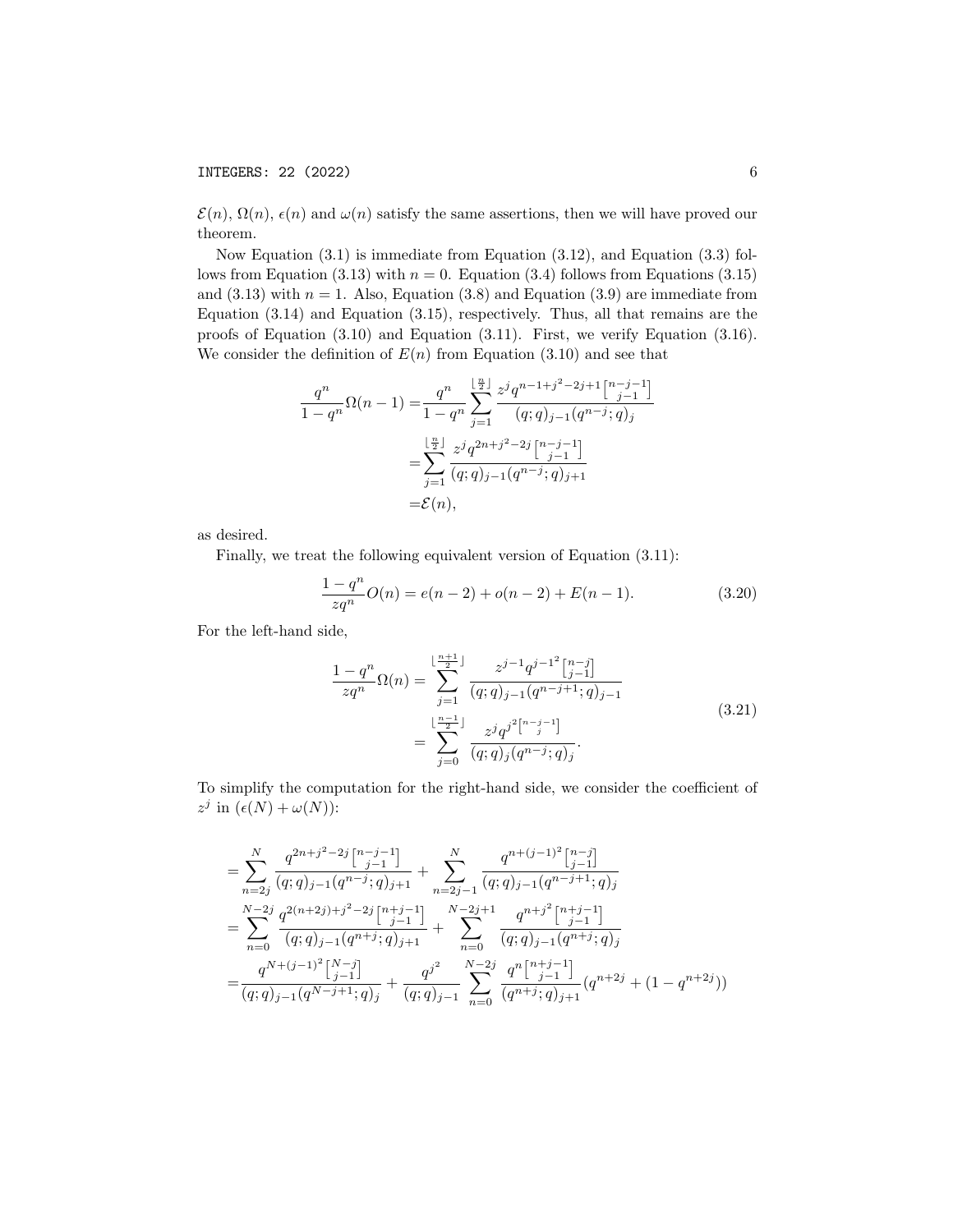$\mathcal{E}(n)$, $\Omega(n)$, $\epsilon(n)$ and $\omega(n)$ satisfy the same assertions, then we will have proved our theorem.

Now Equation (3.1) is immediate from Equation (3.12), and Equation (3.3) follows from Equation (3.13) with $n = 0$. Equation (3.4) follows from Equations (3.15) and (3.13) with $n = 1$. Also, Equation (3.8) and Equation (3.9) are immediate from Equation (3.14) and Equation (3.15), respectively. Thus, all that remains are the proofs of Equation (3.10) and Equation (3.11). First, we verify Equation (3.16). We consider the definition of $E(n)$ from Equation (3.10) and see that

$$
\begin{aligned}
\frac{q^n}{1-q^n}\Omega(n-1) =& \frac{q^n}{1-q^n}\sum_{j=1}^{\lfloor \frac{n}{2} \rfloor} \frac{z^j q^{n-1+j^2-2j+1} \begin{bmatrix} n-j-1 \\ j-1 \end{bmatrix}}{(q;q)_{j-1}(q^{n-j};q)_j} \\
=& \sum_{j=1}^{\lfloor \frac{n}{2} \rfloor} \frac{z^j q^{2n+j^2-2j} \begin{bmatrix} n-j-1 \\ j-1 \end{bmatrix}}{(q;q)_{j-1}(q^{n-j};q)_{j+1}} \\
=& \mathcal{E}(n),
\end{aligned}
$$

as desired.

Finally, we treat the following equivalent version of Equation (3.11):

$$
\frac{1-q^n}{zq^n}O(n) = e(n-2) + o(n-2) + E(n-1). \tag{3.20}
$$

For the left-hand side,

$$
\begin{aligned}
\frac{1-q^n}{zq^n}\Omega(n) =& \sum_{j=1}^{\lfloor \frac{n+1}{2} \rfloor} \frac{z^{j-1} q^{j-1^2} \begin{bmatrix} n-j \\ j-1 \end{bmatrix}}{(q;q)_{j-1}(q^{n-j+1};q)_{j-1}} \\
=& \sum_{j=0}^{\lfloor \frac{n-1}{2} \rfloor} \frac{z^j q^{j^2} \begin{bmatrix} n-j-1 \\ j \end{bmatrix}}{(q;q)_j (q^{n-j};q)_j}.
\end{aligned} \tag{3.21}
$$

To simplify the computation for the right-hand side, we consider the coefficient of $z^j$ in $(\epsilon(N) + \omega(N))$:

$$
\begin{aligned}
=& \sum_{n=2j}^{N} \frac{q^{2n+j^2-2j} \begin{bmatrix} n-j-1 \\ j-1 \end{bmatrix}}{(q;q)_{j-1}(q^{n-j};q)_{j+1}} + \sum_{n=2j-1}^{N} \frac{q^{n+(j-1)^2} \begin{bmatrix} n-j \\ j-1 \end{bmatrix}}{(q;q)_{j-1}(q^{n-j+1};q)_j} \\
=& \sum_{n=0}^{N-2j} \frac{q^{2(n+2j)+j^2-2j} \begin{bmatrix} n+j-1 \\ j-1 \end{bmatrix}}{(q;q)_{j-1}(q^{n+j};q)_{j+1}} + \sum_{n=0}^{N-2j+1} \frac{q^{n+j^2} \begin{bmatrix} n+j-1 \\ j-1 \end{bmatrix}}{(q;q)_{j-1}(q^{n+j};q)_j} \\
=& \frac{q^{N+(j-1)^2} \begin{bmatrix} N-j \\ j-1 \end{bmatrix}}{(q;q)_{j-1}(q^{N-j+1};q)_j} + \frac{q^{j^2}}{(q;q)_{j-1}} \sum_{n=0}^{N-2j} \frac{q^n \begin{bmatrix} n+j-1 \\ j-1 \end{bmatrix}}{(q^{n+j};q)_{j+1}} (q^{n+2j} + (1-q^{n+2j}))
\end{aligned}
$$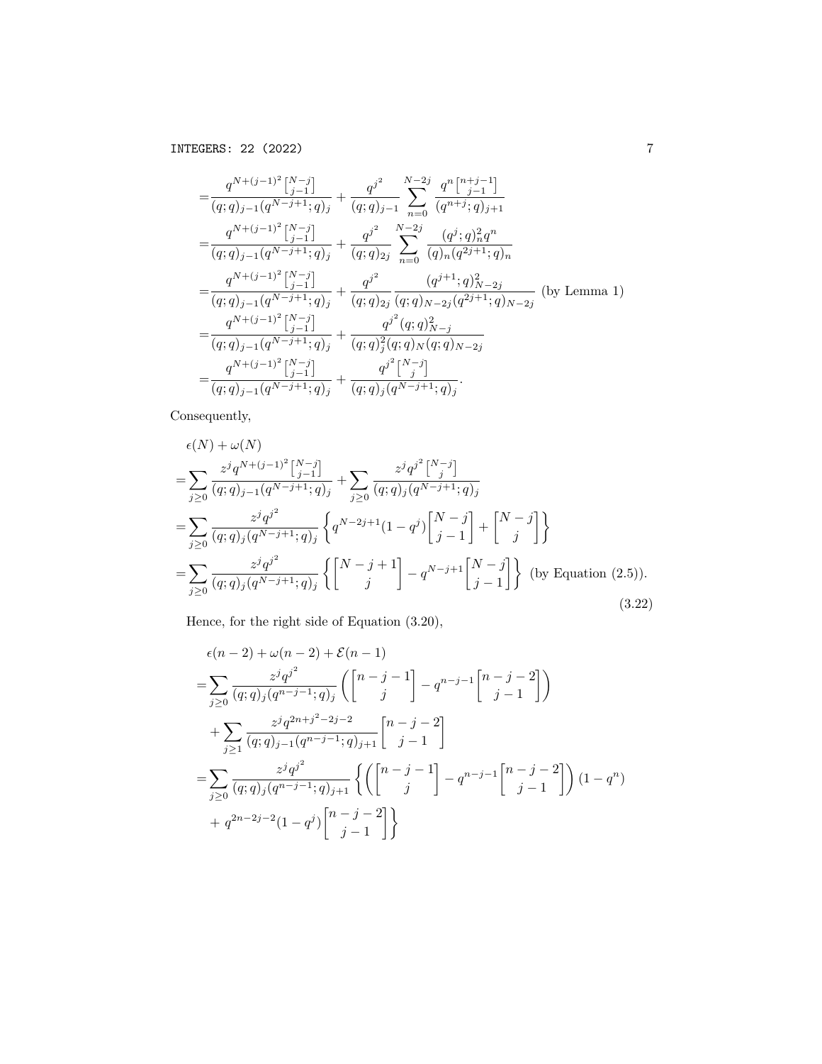$$
\begin{aligned}
&= \frac{q^{N+(j-1)^2}\begin{bmatrix}N-j\\j-1\end{bmatrix}}{(q;q)_{j-1}(q^{N-j+1};q)_j} + \frac{q^{j^2}}{(q;q)_{j-1}} \sum_{n=0}^{N-2j} \frac{q^n\begin{bmatrix}n+j-1\\j-1\end{bmatrix}}{(q^{n+j};q)_{j+1}} \\
&= \frac{q^{N+(j-1)^2}\begin{bmatrix}N-j\\j-1\end{bmatrix}}{(q;q)_{j-1}(q^{N-j+1};q)_j} + \frac{q^{j^2}}{(q;q)_{2j}} \sum_{n=0}^{N-2j} \frac{(q^j;q)_n^2 q^n}{(q)_n (q^{2j+1};q)_n} \\
&= \frac{q^{N+(j-1)^2}\begin{bmatrix}N-j\\j-1\end{bmatrix}}{(q;q)_{j-1}(q^{N-j+1};q)_j} + \frac{q^{j^2}}{(q;q)_{2j}} \frac{(q^{j+1};q)_{N-2j}^2}{(q;q)_{N-2j}(q^{2j+1};q)_{N-2j}} \text{ (by Lemma 1)} \\
&= \frac{q^{N+(j-1)^2}\begin{bmatrix}N-j\\j-1\end{bmatrix}}{(q;q)_{j-1}(q^{N-j+1};q)_j} + \frac{q^{j^2}(q;q)_{N-j}^2}{(q;q)_j^2(q;q)_N(q;q)_{N-2j}} \\
&= \frac{q^{N+(j-1)^2}\begin{bmatrix}N-j\\j-1\end{bmatrix}}{(q;q)_{j-1}(q^{N-j+1};q)_j} + \frac{q^{j^2}\begin{bmatrix}N-j\\j\end{bmatrix}}{(q;q)_j(q^{N-j+1};q)_j}.
\end{aligned}
$$

Consequently,

$$
\begin{aligned}
&\epsilon(N) + \omega(N) \\
&= \sum_{j\geq 0} \frac{z^j q^{N+(j-1)^2}\begin{bmatrix}N-j\\j-1\end{bmatrix}}{(q;q)_{j-1}(q^{N-j+1};q)_j} + \sum_{j\geq 0} \frac{z^j q^{j^2}\begin{bmatrix}N-j\\j\end{bmatrix}}{(q;q)_j(q^{N-j+1};q)_j} \\
&= \sum_{j\geq 0} \frac{z^j q^{j^2}}{(q;q)_j(q^{N-j+1};q)_j} \left\{ q^{N-2j+1}(1-q^j)\begin{bmatrix}N-j\\j-1\end{bmatrix} + \begin{bmatrix}N-j\\j\end{bmatrix} \right\} \\
&= \sum_{j\geq 0} \frac{z^j q^{j^2}}{(q;q)_j(q^{N-j+1};q)_j} \left\{ \begin{bmatrix}N-j+1\\j\end{bmatrix} - q^{N-j+1}\begin{bmatrix}N-j\\j-1\end{bmatrix} \right\} \text{ (by Equation (2.5)).}
\end{aligned} \tag{3.22}
$$

Hence, for the right side of Equation (3.20),

$$
\begin{aligned}
&\epsilon(n-2) + \omega(n-2) + \mathcal{E}(n-1) \\
&= \sum_{j\geq 0} \frac{z^j q^{j^2}}{(q;q)_j(q^{n-j-1};q)_j} \left( \begin{bmatrix}n-j-1\\j\end{bmatrix} - q^{n-j-1}\begin{bmatrix}n-j-2\\j-1\end{bmatrix} \right) \\
&\quad + \sum_{j\geq 1} \frac{z^j q^{2n+j^2-2j-2}}{(q;q)_{j-1}(q^{n-j-1};q)_{j+1}} \begin{bmatrix}n-j-2\\j-1\end{bmatrix} \\
&= \sum_{j\geq 0} \frac{z^j q^{j^2}}{(q;q)_j(q^{n-j-1};q)_{j+1}} \left\{ \left( \begin{bmatrix}n-j-1\\j\end{bmatrix} - q^{n-j-1}\begin{bmatrix}n-j-2\\j-1\end{bmatrix} \right)(1-q^n) \right. \\
&\quad \left. + \, q^{2n-2j-2}(1-q^j)\begin{bmatrix}n-j-2\\j-1\end{bmatrix} \right\}
\end{aligned}
$$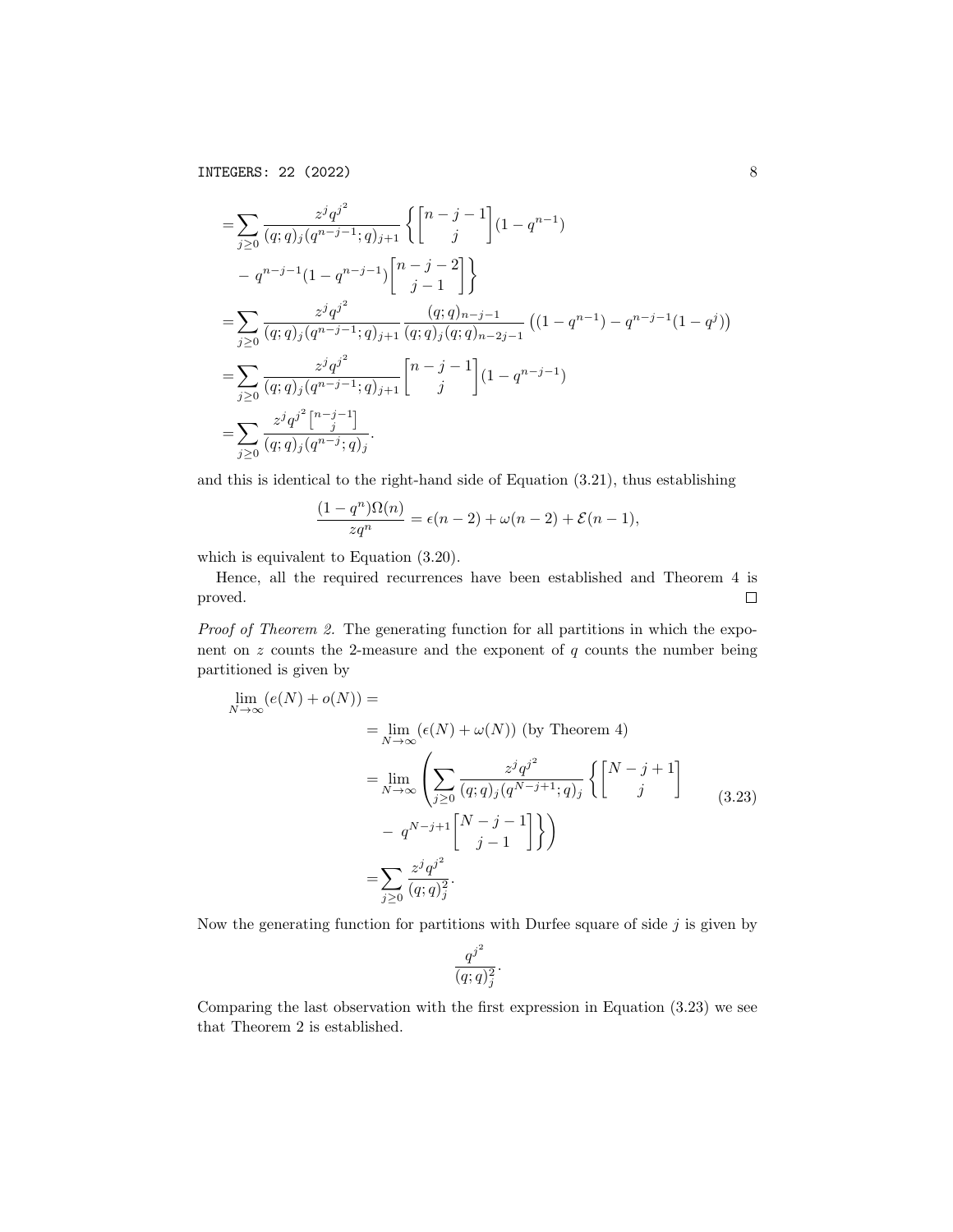$$
\begin{aligned}
&= \sum_{j\geq 0} \frac{z^j q^{j^2}}{(q;q)_j (q^{n-j-1};q)_{j+1}} \left\{ \begin{bmatrix} n-j-1 \\ j \end{bmatrix} (1-q^{n-1}) \right. \\
&\quad \left. - \; q^{n-j-1}(1-q^{n-j-1}) \begin{bmatrix} n-j-2 \\ j-1 \end{bmatrix} \right\} \\
&= \sum_{j\geq 0} \frac{z^j q^{j^2}}{(q;q)_j (q^{n-j-1};q)_{j+1}} \frac{(q;q)_{n-j-1}}{(q;q)_j (q;q)_{n-2j-1}} \left( (1-q^{n-1}) - q^{n-j-1}(1-q^j) \right) \\
&= \sum_{j\geq 0} \frac{z^j q^{j^2}}{(q;q)_j (q^{n-j-1};q)_{j+1}} \begin{bmatrix} n-j-1 \\ j \end{bmatrix} (1-q^{n-j-1}) \\
&= \sum_{j\geq 0} \frac{z^j q^{j^2} \begin{bmatrix} n-j-1 \\ j \end{bmatrix}}{(q;q)_j (q^{n-j};q)_j}.
\end{aligned}
$$

and this is identical to the right-hand side of Equation (3.21), thus establishing

$$
\frac{(1-q^n)\Omega(n)}{zq^n} = \epsilon(n-2) + \omega(n-2) + \mathcal{E}(n-1),
$$

which is equivalent to Equation (3.20).

Hence, all the required recurrences have been established and Theorem 4 is proved. $\square$

*Proof of Theorem 2.* The generating function for all partitions in which the exponent on $z$ counts the 2-measure and the exponent of $q$ counts the number being partitioned is given by

$$
\begin{aligned}
\lim_{N\to\infty} (e(N) + o(N)) &= \\
&= \lim_{N\to\infty} (\epsilon(N) + \omega(N)) \text{ (by Theorem 4)} \\
&= \lim_{N\to\infty} \left( \sum_{j\geq 0} \frac{z^j q^{j^2}}{(q;q)_j (q^{N-j+1};q)_j} \left\{ \begin{bmatrix} N-j+1 \\ j \end{bmatrix} \right. \right. \\
&\quad \left. \left. - \; q^{N-j+1} \begin{bmatrix} N-j-1 \\ j-1 \end{bmatrix} \right\} \right) \\
&= \sum_{j\geq 0} \frac{z^j q^{j^2}}{(q;q)_j^2}.
\end{aligned}
\tag{3.23}
$$

Now the generating function for partitions with Durfee square of side $j$ is given by

$$
\frac{q^{j^2}}{(q;q)_j^2}.
$$

Comparing the last observation with the first expression in Equation (3.23) we see that Theorem 2 is established.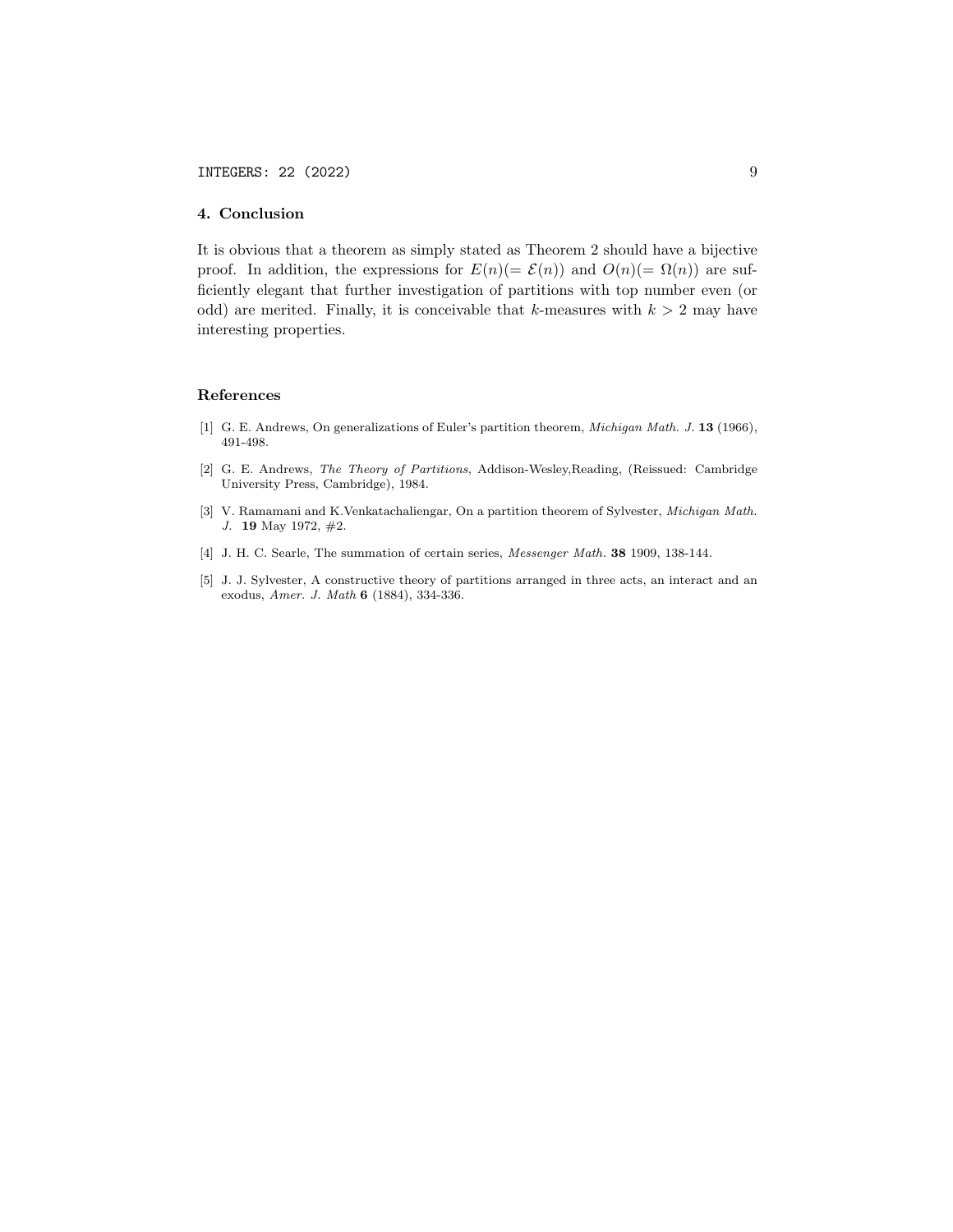## 4. Conclusion

It is obvious that a theorem as simply stated as Theorem 2 should have a bijective proof. In addition, the expressions for $E(n)(=\mathcal{E}(n))$ and $O(n)(=\Omega(n))$ are sufficiently elegant that further investigation of partitions with top number even (or odd) are merited. Finally, it is conceivable that $k$-measures with $k > 2$ may have interesting properties.

## References

[1] G. E. Andrews, On generalizations of Euler's partition theorem, *Michigan Math. J.* **13** (1966), 491-498.

[2] G. E. Andrews, *The Theory of Partitions*, Addison-Wesley,Reading, (Reissued: Cambridge University Press, Cambridge), 1984.

[3] V. Ramamani and K.Venkatachaliengar, On a partition theorem of Sylvester, *Michigan Math. J.* **19** May 1972, #2.

[4] J. H. C. Searle, The summation of certain series, *Messenger Math.* **38** 1909, 138-144.

[5] J. J. Sylvester, A constructive theory of partitions arranged in three acts, an interact and an exodus, *Amer. J. Math* **6** (1884), 334-336.